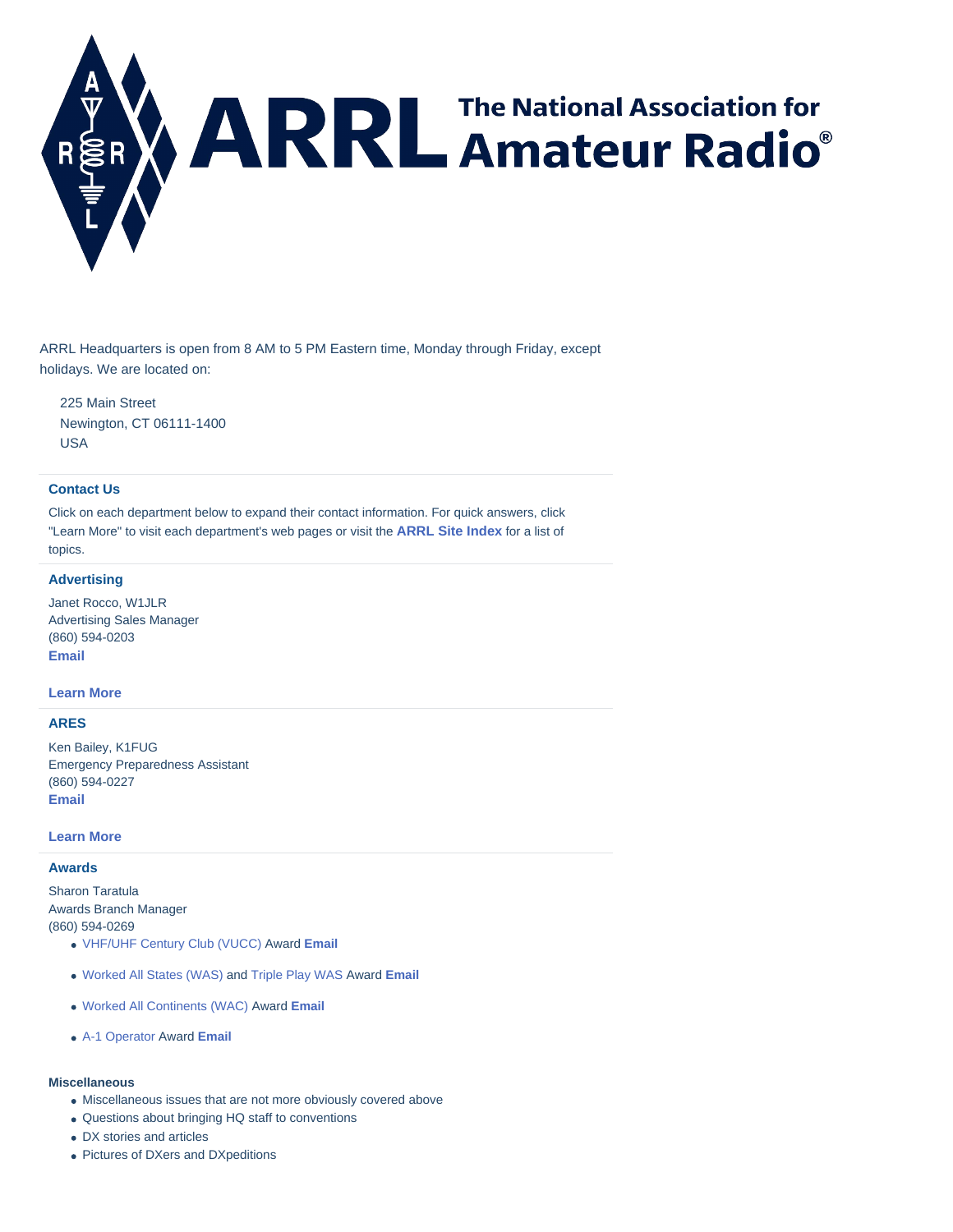# ARRL The National Association for Amateur Radio®

ARRL Headquarters is open from 8 AM to 5 PM Eastern time, Monday through Friday, except holidays. We are located on:

225 Main Street
Newington, CT 06111-1400
USA

## Contact Us

Click on each department below to expand their contact information. For quick answers, click "Learn More" to visit each department's web pages or visit the **ARRL Site Index** for a list of topics.

## Advertising

Janet Rocco, W1JLR
Advertising Sales Manager
(860) 594-0203
**Email**

**Learn More**

## ARES

Ken Bailey, K1FUG
Emergency Preparedness Assistant
(860) 594-0227
**Email**

**Learn More**

## Awards

Sharon Taratula
Awards Branch Manager
(860) 594-0269

- VHF/UHF Century Club (VUCC) Award **Email**
- Worked All States (WAS) and Triple Play WAS Award **Email**
- Worked All Continents (WAC) Award **Email**
- A-1 Operator Award **Email**

### Miscellaneous

- Miscellaneous issues that are not more obviously covered above
- Questions about bringing HQ staff to conventions
- DX stories and articles
- Pictures of DXers and DXpeditions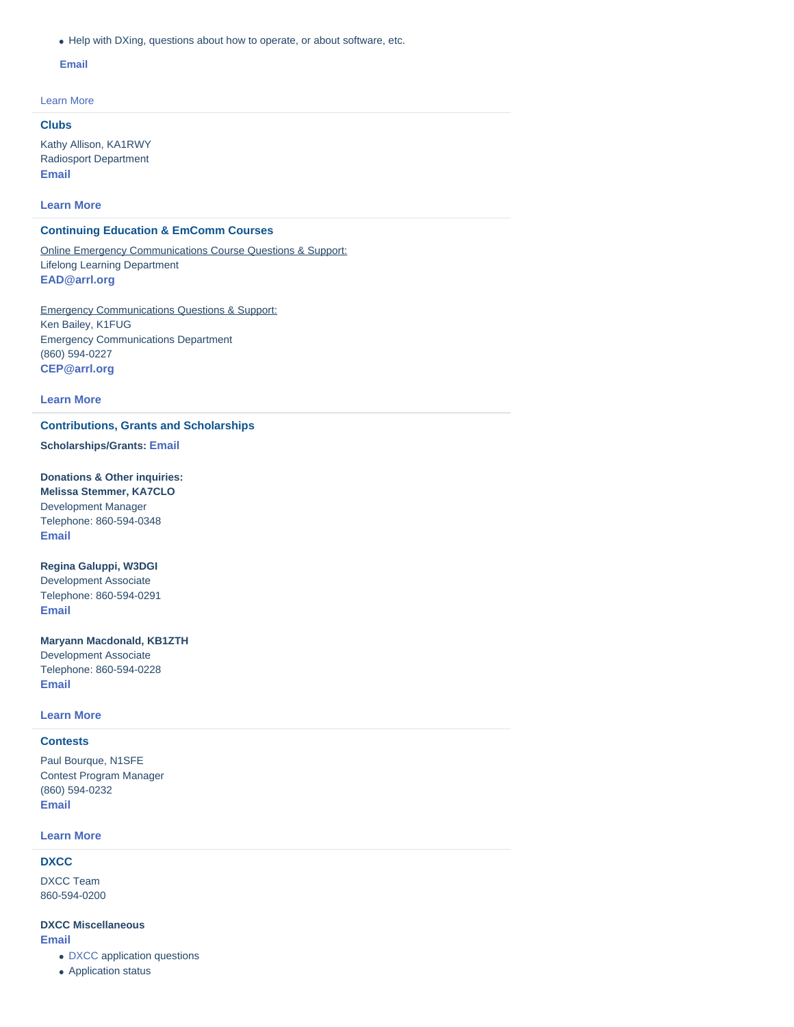- Help with DXing, questions about how to operate, or about software, etc.

**Email**

Learn More

### Clubs

Kathy Allison, KA1RWY
Radiosport Department
**Email**

**Learn More**

### Continuing Education & EmComm Courses

Online Emergency Communications Course Questions & Support:
Lifelong Learning Department
**EAD@arrl.org**

Emergency Communications Questions & Support:
Ken Bailey, K1FUG
Emergency Communications Department
(860) 594-0227
**CEP@arrl.org**

**Learn More**

### Contributions, Grants and Scholarships

**Scholarships/Grants: Email**

**Donations & Other inquiries:**
**Melissa Stemmer, KA7CLO**
Development Manager
Telephone: 860-594-0348
**Email**

**Regina Galuppi, W3DGI**
Development Associate
Telephone: 860-594-0291
**Email**

**Maryann Macdonald, KB1ZTH**
Development Associate
Telephone: 860-594-0228
**Email**

**Learn More**

### Contests

Paul Bourque, N1SFE
Contest Program Manager
(860) 594-0232
**Email**

**Learn More**

### DXCC

DXCC Team
860-594-0200

**DXCC Miscellaneous**
**Email**

- DXCC application questions
- Application status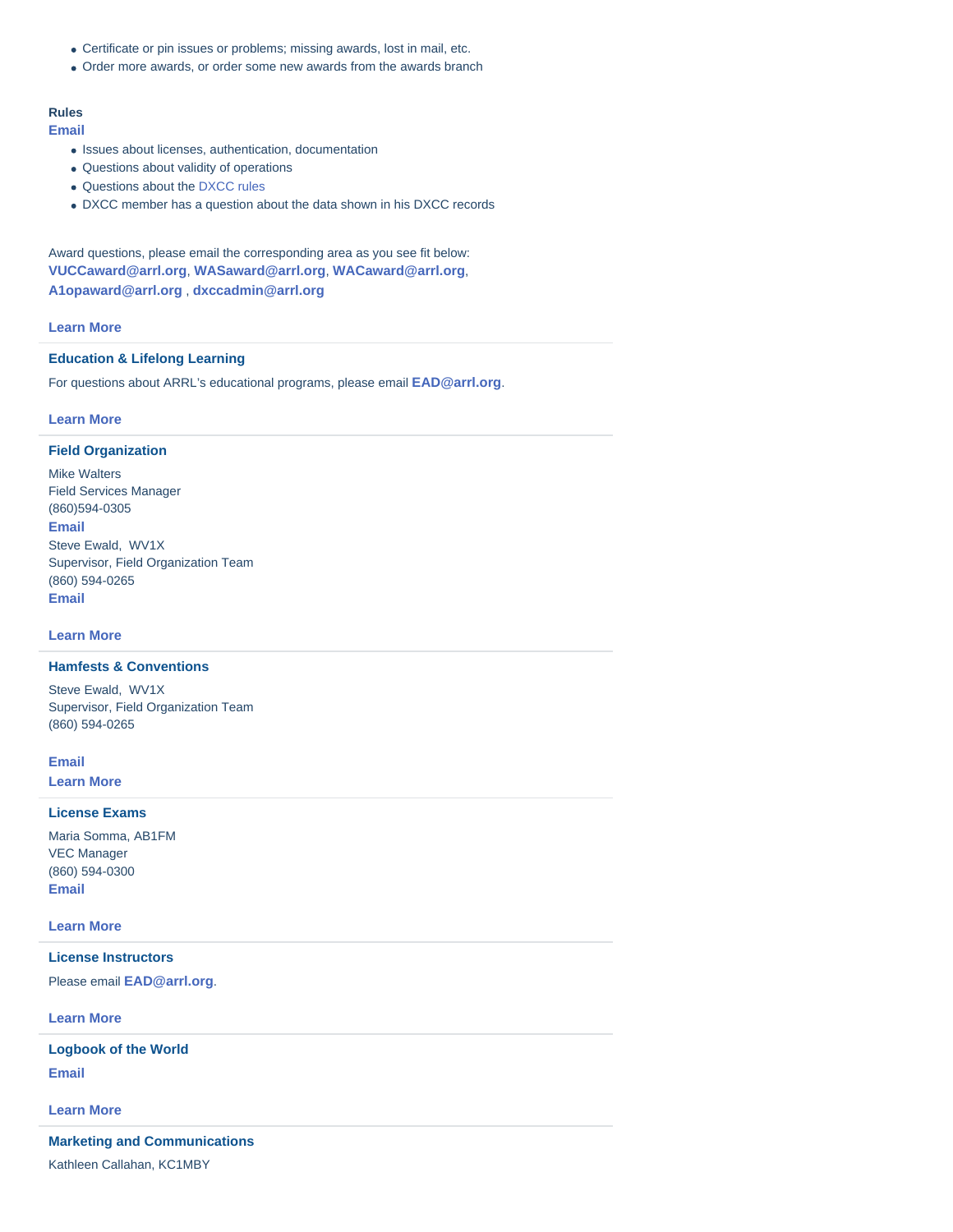- Certificate or pin issues or problems; missing awards, lost in mail, etc.
- Order more awards, or order some new awards from the awards branch

**Rules**

**Email**

- Issues about licenses, authentication, documentation
- Questions about validity of operations
- Questions about the DXCC rules
- DXCC member has a question about the data shown in his DXCC records

Award questions, please email the corresponding area as you see fit below: **VUCCaward@arrl.org**, **WASaward@arrl.org**, **WACaward@arrl.org**, **A1opaward@arrl.org** , **dxccadmin@arrl.org**

**Learn More**

---

### Education & Lifelong Learning

For questions about ARRL's educational programs, please email **EAD@arrl.org**.

**Learn More**

---

### Field Organization

Mike Walters
Field Services Manager
(860)594-0305
**Email**
Steve Ewald, WV1X
Supervisor, Field Organization Team
(860) 594-0265
**Email**

**Learn More**

---

### Hamfests & Conventions

Steve Ewald, WV1X
Supervisor, Field Organization Team
(860) 594-0265

**Email**
**Learn More**

---

### License Exams

Maria Somma, AB1FM
VEC Manager
(860) 594-0300
**Email**

**Learn More**

---

### License Instructors

Please email **EAD@arrl.org**.

**Learn More**

---

### Logbook of the World

**Email**

**Learn More**

---

### Marketing and Communications

Kathleen Callahan, KC1MBY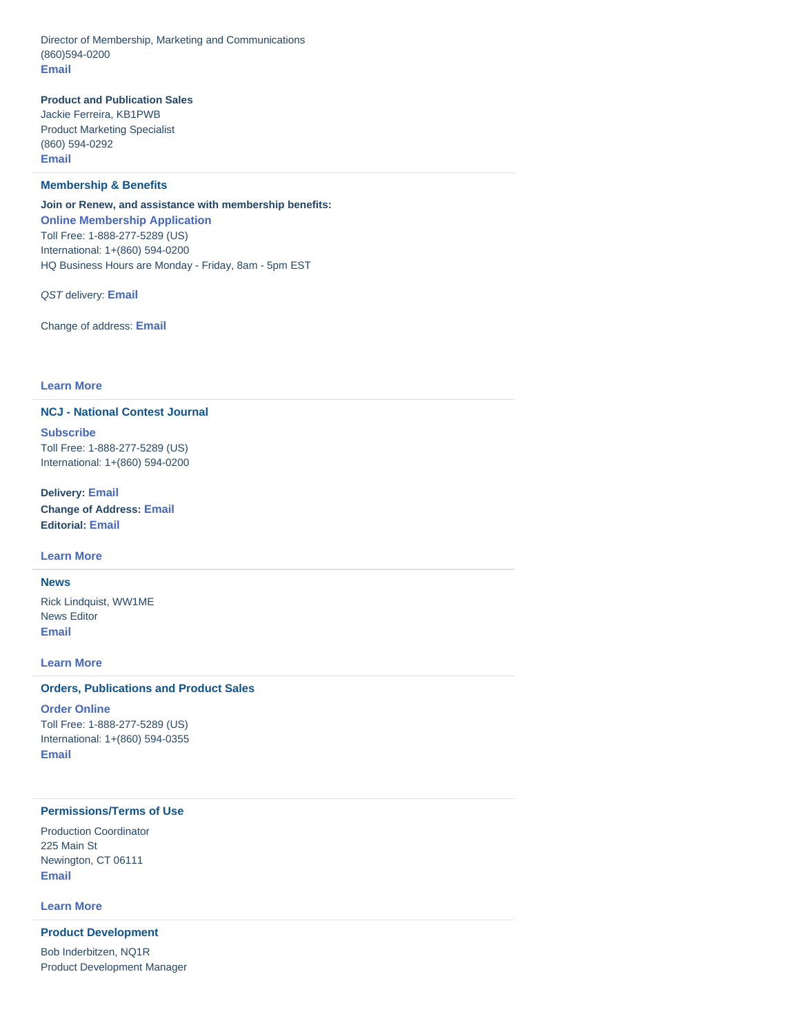Director of Membership, Marketing and Communications
(860)594-0200
**Email**

**Product and Publication Sales**
Jackie Ferreira, KB1PWB
Product Marketing Specialist
(860) 594-0292
**Email**

### Membership & Benefits

**Join or Renew, and assistance with membership benefits:**
**Online Membership Application**
Toll Free: 1-888-277-5289 (US)
International: 1+(860) 594-0200
HQ Business Hours are Monday - Friday, 8am - 5pm EST

*QST* delivery: **Email**

Change of address: **Email**

**Learn More**

### NCJ - National Contest Journal

**Subscribe**
Toll Free: 1-888-277-5289 (US)
International: 1+(860) 594-0200

**Delivery: Email**
**Change of Address: Email**
**Editorial: Email**

**Learn More**

### News

Rick Lindquist, WW1ME
News Editor
**Email**

**Learn More**

### Orders, Publications and Product Sales

**Order Online**
Toll Free: 1-888-277-5289 (US)
International: 1+(860) 594-0355
**Email**

### Permissions/Terms of Use

Production Coordinator
225 Main St
Newington, CT 06111
**Email**

**Learn More**

### Product Development

Bob Inderbitzen, NQ1R
Product Development Manager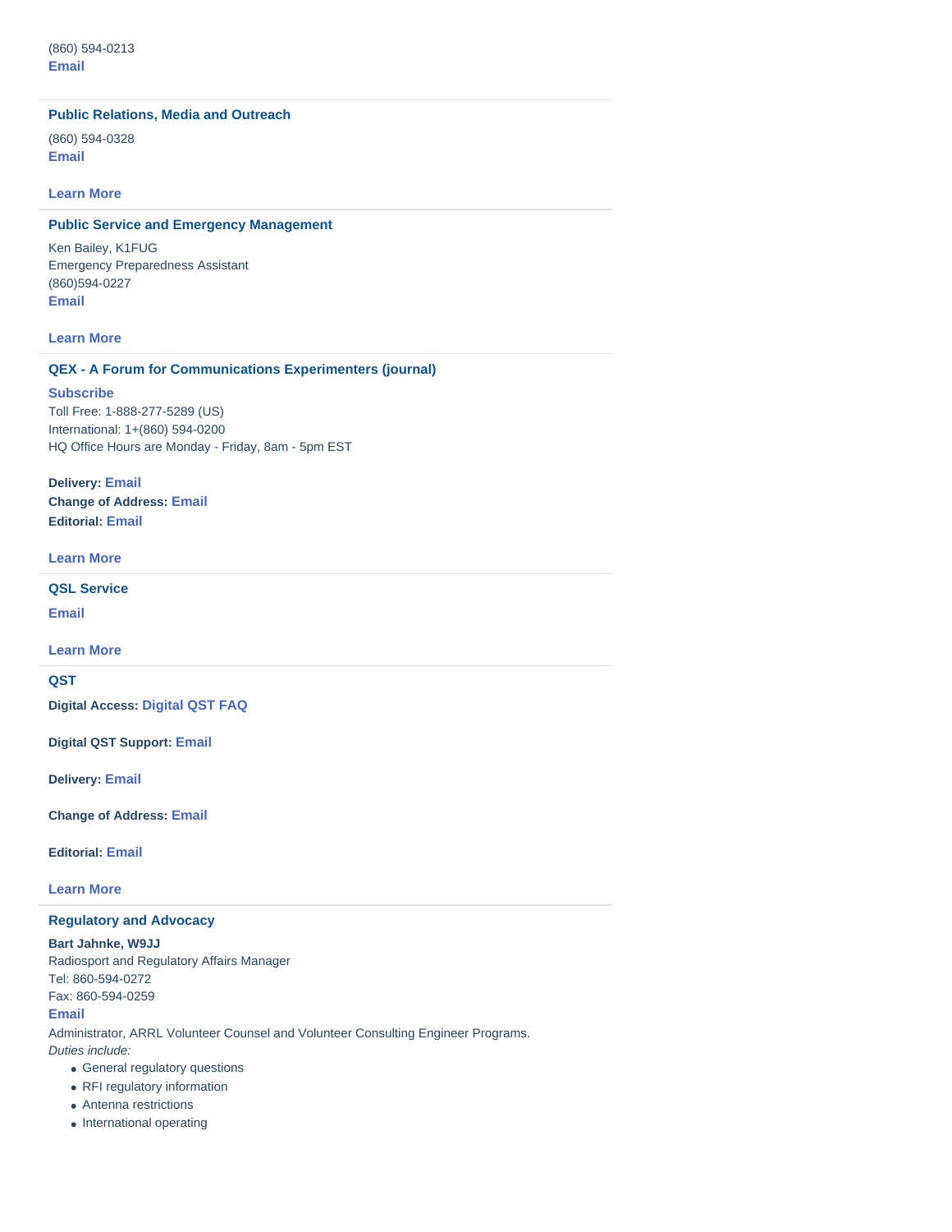(860) 594-0213
**Email**

---

### Public Relations, Media and Outreach

(860) 594-0328
**Email**

**Learn More**

---

### Public Service and Emergency Management

Ken Bailey, K1FUG
Emergency Preparedness Assistant
(860)594-0227
**Email**

**Learn More**

---

### QEX - A Forum for Communications Experimenters (journal)

**Subscribe**
Toll Free: 1-888-277-5289 (US)
International: 1+(860) 594-0200
HQ Office Hours are Monday - Friday, 8am - 5pm EST

**Delivery:** Email
**Change of Address:** Email
**Editorial:** Email

**Learn More**

---

### QSL Service

**Email**

**Learn More**

---

### QST

**Digital Access:** Digital QST FAQ

**Digital QST Support:** Email

**Delivery:** Email

**Change of Address:** Email

**Editorial:** Email

**Learn More**

---

### Regulatory and Advocacy

**Bart Jahnke, W9JJ**
Radiosport and Regulatory Affairs Manager
Tel: 860-594-0272
Fax: 860-594-0259
**Email**
Administrator, ARRL Volunteer Counsel and Volunteer Consulting Engineer Programs.
*Duties include:*

- General regulatory questions
- RFI regulatory information
- Antenna restrictions
- International operating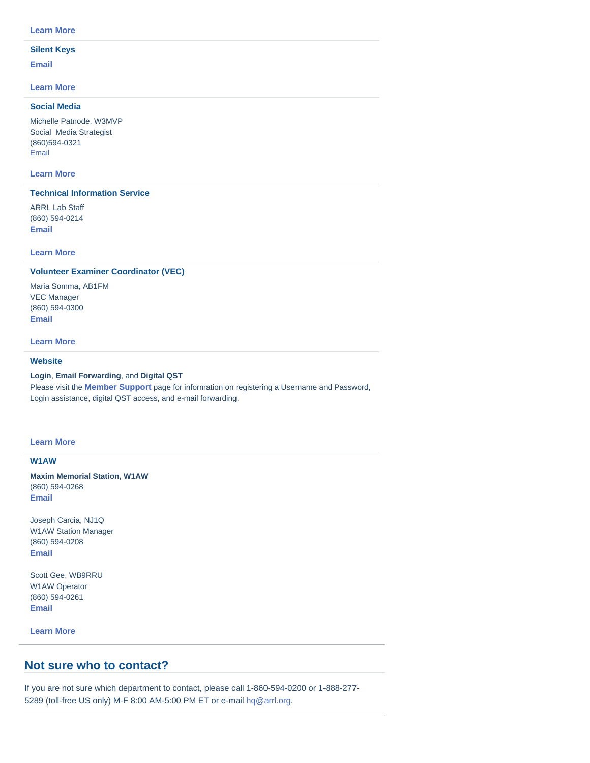Learn More

### Silent Keys

Email

Learn More

### Social Media

Michelle Patnode, W3MVP
Social  Media Strategist
(860)594-0321
Email

Learn More

### Technical Information Service

ARRL Lab Staff
(860) 594-0214
Email

Learn More

### Volunteer Examiner Coordinator (VEC)

Maria Somma, AB1FM
VEC Manager
(860) 594-0300
Email

Learn More

### Website

**Login**, **Email Forwarding**, and **Digital QST**
Please visit the **Member Support** page for information on registering a Username and Password, Login assistance, digital QST access, and e-mail forwarding.

Learn More

### W1AW

**Maxim Memorial Station, W1AW**
(860) 594-0268
Email

Joseph Carcia, NJ1Q
W1AW Station Manager
(860) 594-0208
Email

Scott Gee, WB9RRU
W1AW Operator
(860) 594-0261
Email

Learn More

## Not sure who to contact?

If you are not sure which department to contact, please call 1-860-594-0200 or 1-888-277-5289 (toll-free US only) M-F 8:00 AM-5:00 PM ET or e-mail hq@arrl.org.